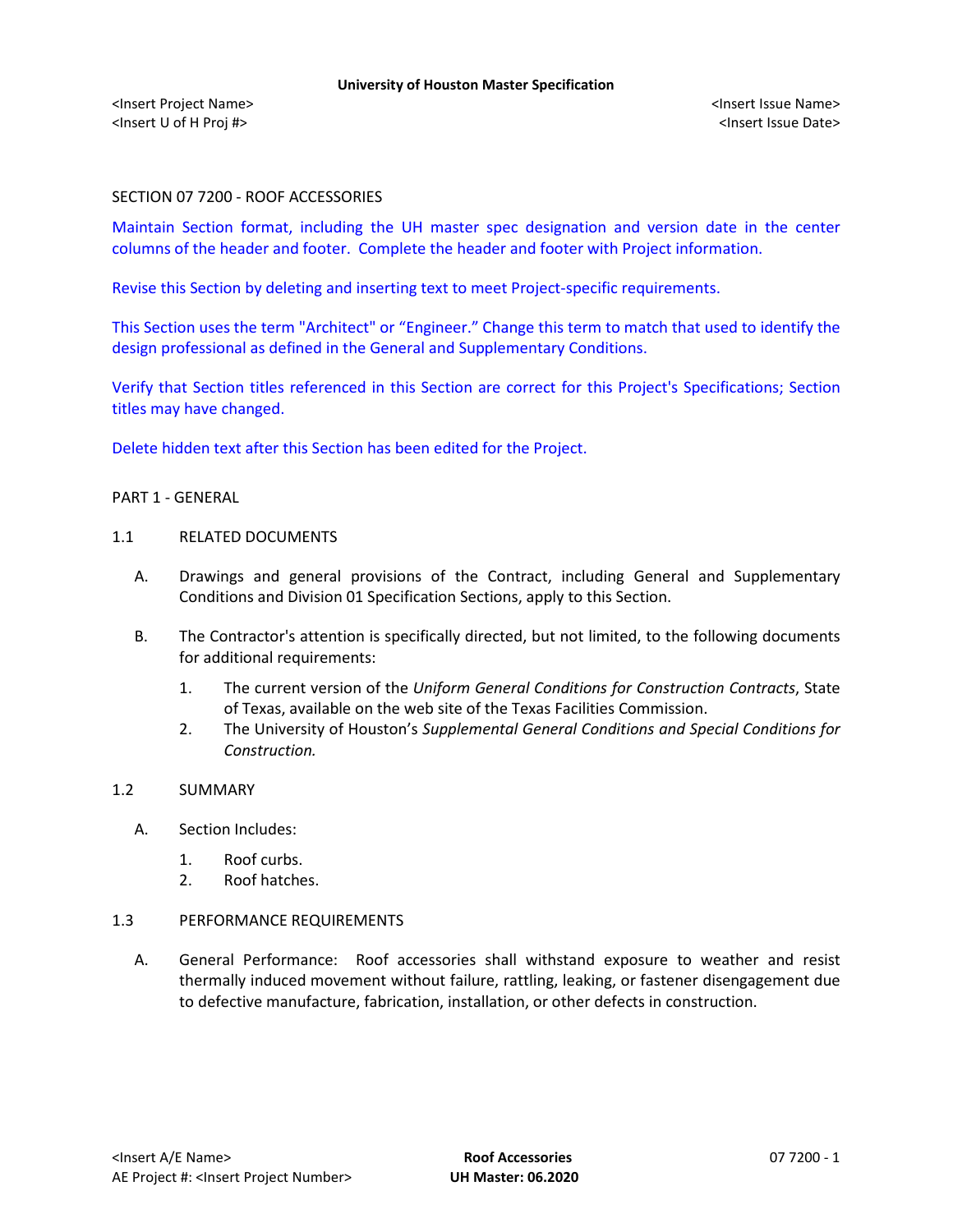SECTION 07 7200 - ROOF ACCESSORIES

Maintain Section format, including the UH master spec designation and version date in the center columns of the header and footer. Complete the header and footer with Project information.

Revise this Section by deleting and inserting text to meet Project-specific requirements.

This Section uses the term "Architect" or "Engineer." Change this term to match that used to identify the design professional as defined in the General and Supplementary Conditions.

Verify that Section titles referenced in this Section are correct for this Project's Specifications; Section titles may have changed.

Delete hidden text after this Section has been edited for the Project.

## PART 1 - GENERAL

### 1.1 RELATED DOCUMENTS

A. Drawings and general provisions of the Contract, including General and Supplementary Conditions and Division 01 Specification Sections, apply to this Section.

B. The Contractor's attention is specifically directed, but not limited, to the following documents for additional requirements:

1. The current version of the *Uniform General Conditions for Construction Contracts*, State of Texas, available on the web site of the Texas Facilities Commission.
2. The University of Houston's *Supplemental General Conditions and Special Conditions for Construction.*

### 1.2 SUMMARY

A. Section Includes:

1. Roof curbs.
2. Roof hatches.

### 1.3 PERFORMANCE REQUIREMENTS

A. General Performance: Roof accessories shall withstand exposure to weather and resist thermally induced movement without failure, rattling, leaking, or fastener disengagement due to defective manufacture, fabrication, installation, or other defects in construction.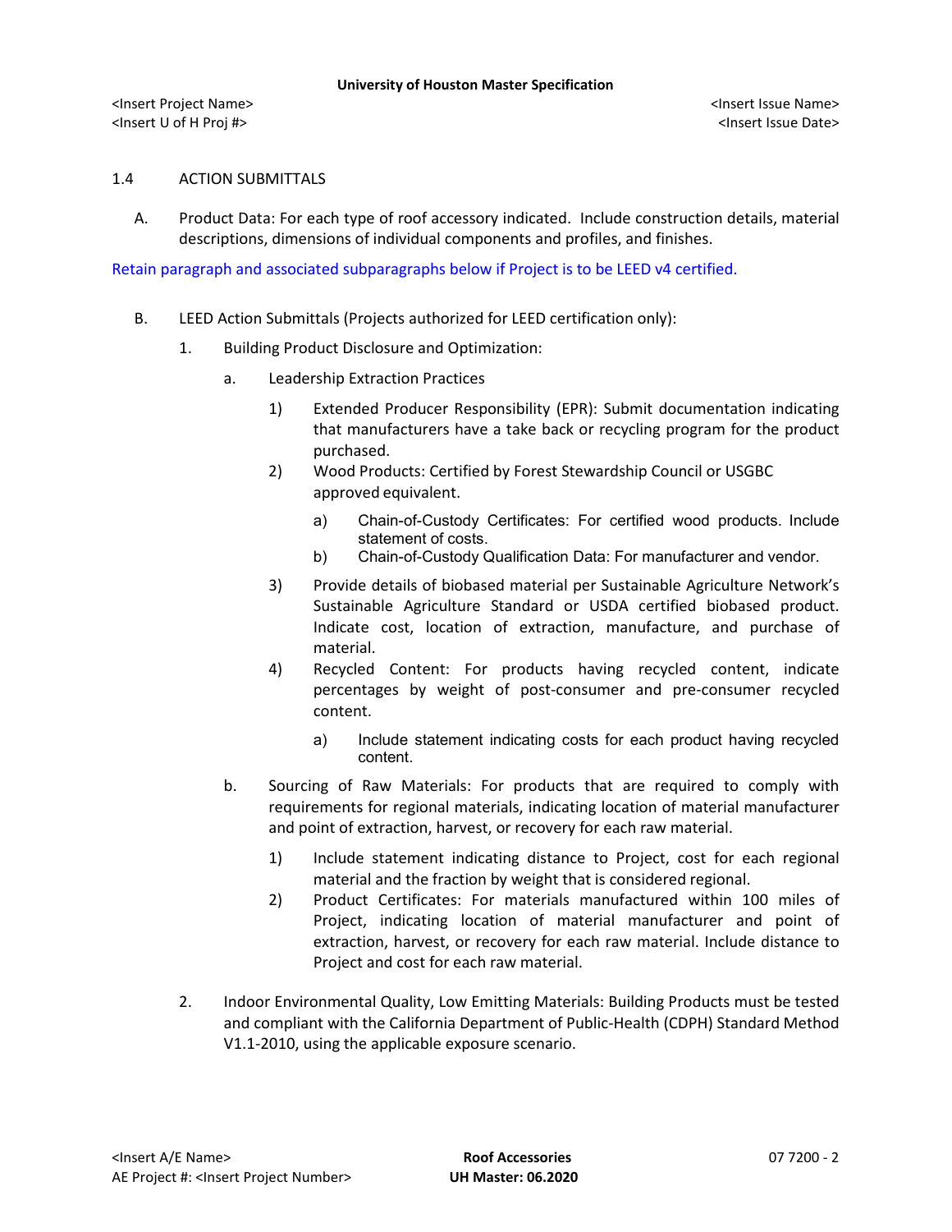## 1.4 ACTION SUBMITTALS

A. Product Data: For each type of roof accessory indicated. Include construction details, material descriptions, dimensions of individual components and profiles, and finishes.

Retain paragraph and associated subparagraphs below if Project is to be LEED v4 certified.

B. LEED Action Submittals (Projects authorized for LEED certification only):

1. Building Product Disclosure and Optimization:

   a. Leadership Extraction Practices

      1) Extended Producer Responsibility (EPR): Submit documentation indicating that manufacturers have a take back or recycling program for the product purchased.

      2) Wood Products: Certified by Forest Stewardship Council or USGBC approved equivalent.

         a) Chain-of-Custody Certificates: For certified wood products. Include statement of costs.

         b) Chain-of-Custody Qualification Data: For manufacturer and vendor.

      3) Provide details of biobased material per Sustainable Agriculture Network's Sustainable Agriculture Standard or USDA certified biobased product. Indicate cost, location of extraction, manufacture, and purchase of material.

      4) Recycled Content: For products having recycled content, indicate percentages by weight of post-consumer and pre-consumer recycled content.

         a) Include statement indicating costs for each product having recycled content.

   b. Sourcing of Raw Materials: For products that are required to comply with requirements for regional materials, indicating location of material manufacturer and point of extraction, harvest, or recovery for each raw material.

      1) Include statement indicating distance to Project, cost for each regional material and the fraction by weight that is considered regional.

      2) Product Certificates: For materials manufactured within 100 miles of Project, indicating location of material manufacturer and point of extraction, harvest, or recovery for each raw material. Include distance to Project and cost for each raw material.

2. Indoor Environmental Quality, Low Emitting Materials: Building Products must be tested and compliant with the California Department of Public-Health (CDPH) Standard Method V1.1-2010, using the applicable exposure scenario.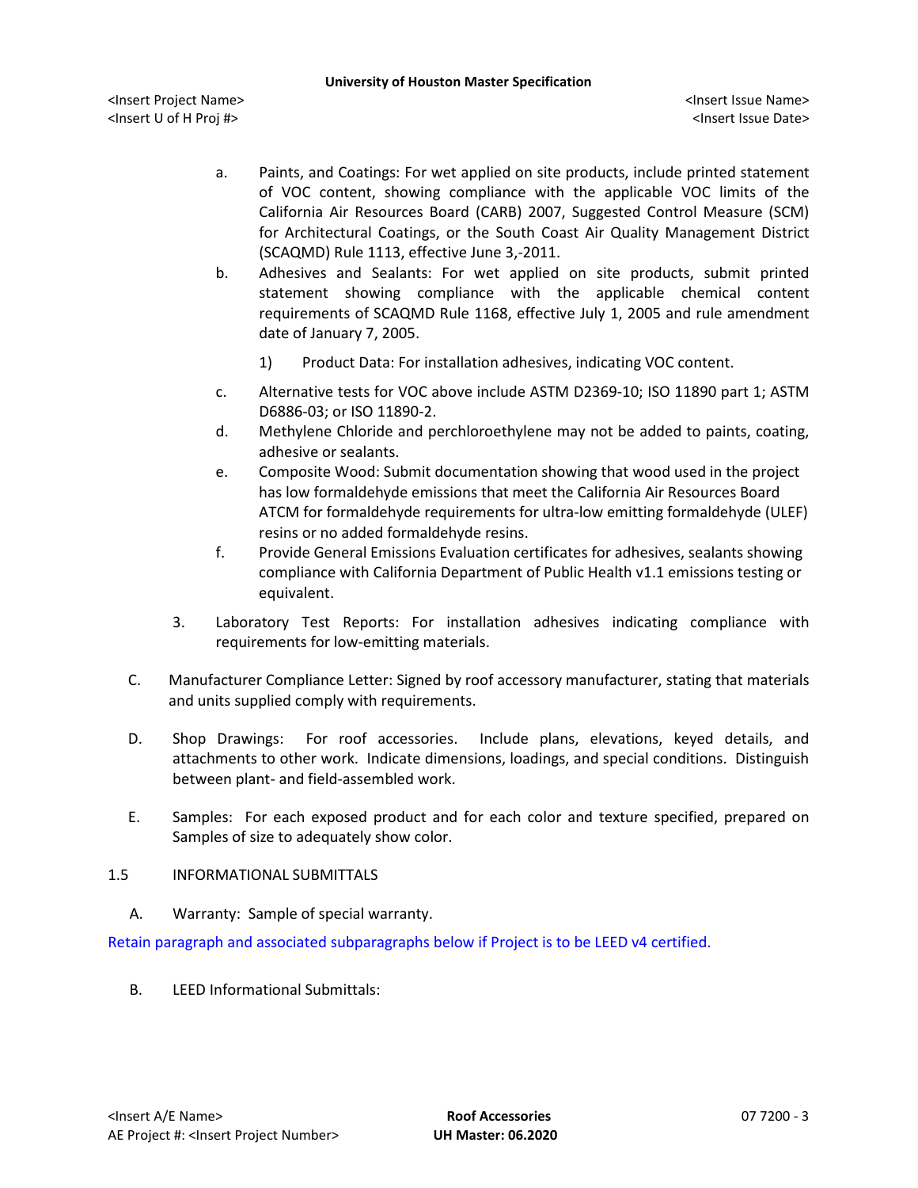a. Paints, and Coatings: For wet applied on site products, include printed statement of VOC content, showing compliance with the applicable VOC limits of the California Air Resources Board (CARB) 2007, Suggested Control Measure (SCM) for Architectural Coatings, or the South Coast Air Quality Management District (SCAQMD) Rule 1113, effective June 3,-2011.

b. Adhesives and Sealants: For wet applied on site products, submit printed statement showing compliance with the applicable chemical content requirements of SCAQMD Rule 1168, effective July 1, 2005 and rule amendment date of January 7, 2005.

   1) Product Data: For installation adhesives, indicating VOC content.

c. Alternative tests for VOC above include ASTM D2369-10; ISO 11890 part 1; ASTM D6886-03; or ISO 11890-2.

d. Methylene Chloride and perchloroethylene may not be added to paints, coating, adhesive or sealants.

e. Composite Wood: Submit documentation showing that wood used in the project has low formaldehyde emissions that meet the California Air Resources Board ATCM for formaldehyde requirements for ultra-low emitting formaldehyde (ULEF) resins or no added formaldehyde resins.

f. Provide General Emissions Evaluation certificates for adhesives, sealants showing compliance with California Department of Public Health v1.1 emissions testing or equivalent.

3. Laboratory Test Reports: For installation adhesives indicating compliance with requirements for low-emitting materials.

C. Manufacturer Compliance Letter: Signed by roof accessory manufacturer, stating that materials and units supplied comply with requirements.

D. Shop Drawings: For roof accessories. Include plans, elevations, keyed details, and attachments to other work. Indicate dimensions, loadings, and special conditions. Distinguish between plant- and field-assembled work.

E. Samples: For each exposed product and for each color and texture specified, prepared on Samples of size to adequately show color.

1.5 INFORMATIONAL SUBMITTALS

A. Warranty: Sample of special warranty.

Retain paragraph and associated subparagraphs below if Project is to be LEED v4 certified.

B. LEED Informational Submittals: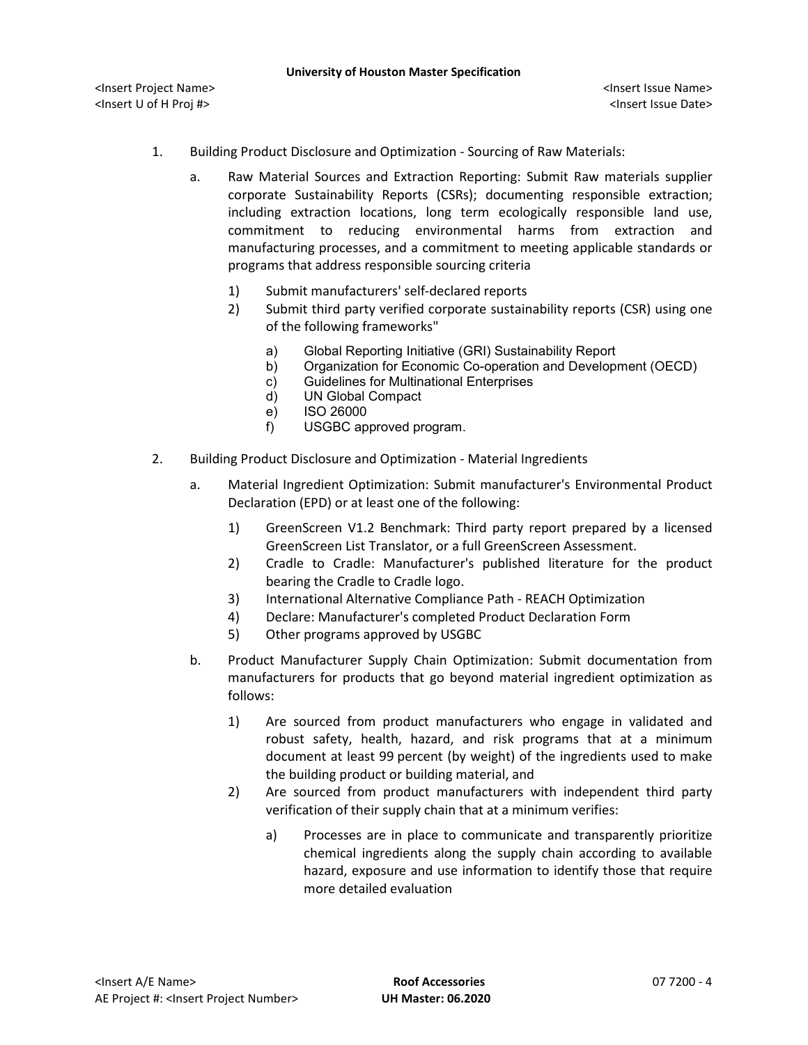1. Building Product Disclosure and Optimization - Sourcing of Raw Materials:

    a. Raw Material Sources and Extraction Reporting: Submit Raw materials supplier corporate Sustainability Reports (CSRs); documenting responsible extraction; including extraction locations, long term ecologically responsible land use, commitment to reducing environmental harms from extraction and manufacturing processes, and a commitment to meeting applicable standards or programs that address responsible sourcing criteria

        1) Submit manufacturers' self-declared reports
        2) Submit third party verified corporate sustainability reports (CSR) using one of the following frameworks"

            a) Global Reporting Initiative (GRI) Sustainability Report
            b) Organization for Economic Co-operation and Development (OECD)
            c) Guidelines for Multinational Enterprises
            d) UN Global Compact
            e) ISO 26000
            f) USGBC approved program.

2. Building Product Disclosure and Optimization - Material Ingredients

    a. Material Ingredient Optimization: Submit manufacturer's Environmental Product Declaration (EPD) or at least one of the following:

        1) GreenScreen V1.2 Benchmark: Third party report prepared by a licensed GreenScreen List Translator, or a full GreenScreen Assessment.
        2) Cradle to Cradle: Manufacturer's published literature for the product bearing the Cradle to Cradle logo.
        3) International Alternative Compliance Path - REACH Optimization
        4) Declare: Manufacturer's completed Product Declaration Form
        5) Other programs approved by USGBC

    b. Product Manufacturer Supply Chain Optimization: Submit documentation from manufacturers for products that go beyond material ingredient optimization as follows:

        1) Are sourced from product manufacturers who engage in validated and robust safety, health, hazard, and risk programs that at a minimum document at least 99 percent (by weight) of the ingredients used to make the building product or building material, and
        2) Are sourced from product manufacturers with independent third party verification of their supply chain that at a minimum verifies:

            a) Processes are in place to communicate and transparently prioritize chemical ingredients along the supply chain according to available hazard, exposure and use information to identify those that require more detailed evaluation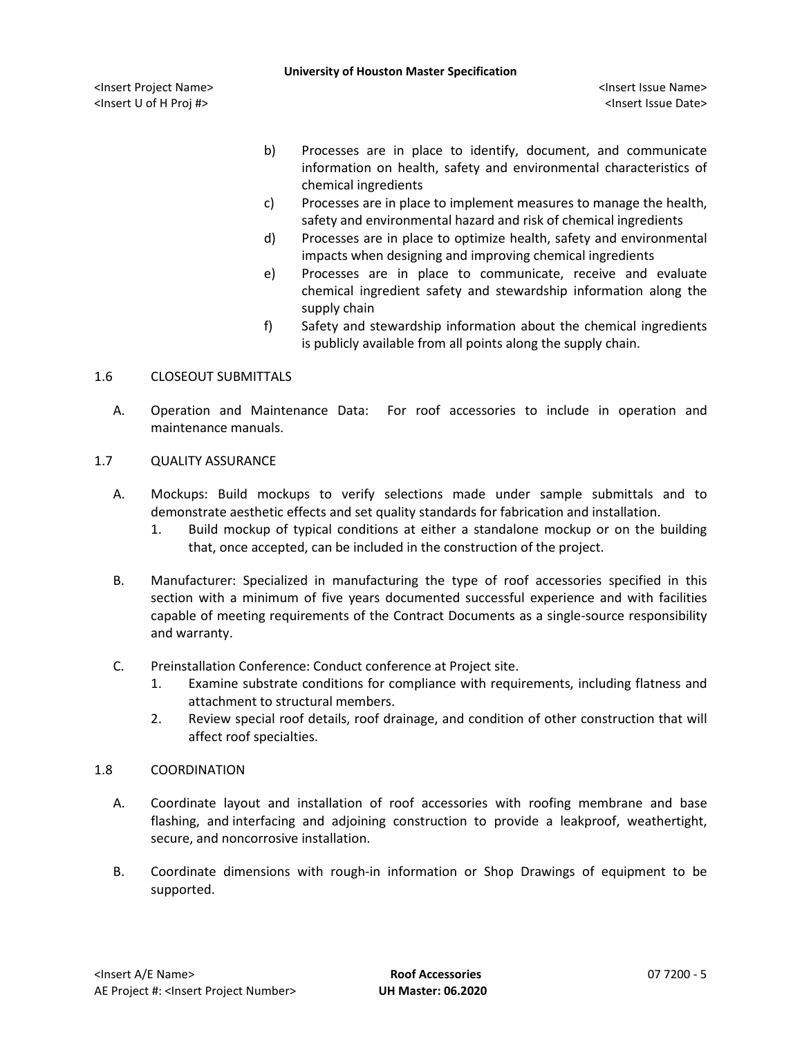b) Processes are in place to identify, document, and communicate information on health, safety and environmental characteristics of chemical ingredients
c) Processes are in place to implement measures to manage the health, safety and environmental hazard and risk of chemical ingredients
d) Processes are in place to optimize health, safety and environmental impacts when designing and improving chemical ingredients
e) Processes are in place to communicate, receive and evaluate chemical ingredient safety and stewardship information along the supply chain
f) Safety and stewardship information about the chemical ingredients is publicly available from all points along the supply chain.

## 1.6 CLOSEOUT SUBMITTALS

A. Operation and Maintenance Data: For roof accessories to include in operation and maintenance manuals.

## 1.7 QUALITY ASSURANCE

A. Mockups: Build mockups to verify selections made under sample submittals and to demonstrate aesthetic effects and set quality standards for fabrication and installation.
   1. Build mockup of typical conditions at either a standalone mockup or on the building that, once accepted, can be included in the construction of the project.

B. Manufacturer: Specialized in manufacturing the type of roof accessories specified in this section with a minimum of five years documented successful experience and with facilities capable of meeting requirements of the Contract Documents as a single-source responsibility and warranty.

C. Preinstallation Conference: Conduct conference at Project site.
   1. Examine substrate conditions for compliance with requirements, including flatness and attachment to structural members.
   2. Review special roof details, roof drainage, and condition of other construction that will affect roof specialties.

## 1.8 COORDINATION

A. Coordinate layout and installation of roof accessories with roofing membrane and base flashing, and interfacing and adjoining construction to provide a leakproof, weathertight, secure, and noncorrosive installation.

B. Coordinate dimensions with rough-in information or Shop Drawings of equipment to be supported.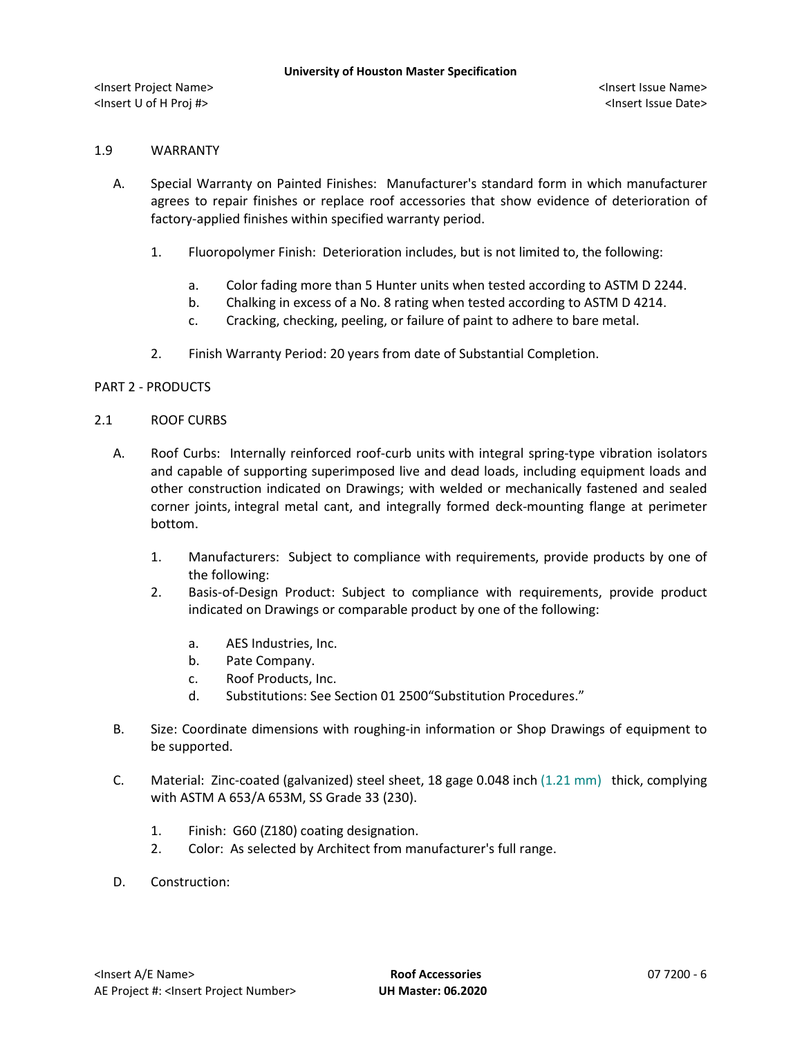## 1.9 WARRANTY

A. Special Warranty on Painted Finishes: Manufacturer's standard form in which manufacturer agrees to repair finishes or replace roof accessories that show evidence of deterioration of factory-applied finishes within specified warranty period.

   1. Fluoropolymer Finish: Deterioration includes, but is not limited to, the following:

      a. Color fading more than 5 Hunter units when tested according to ASTM D 2244.
      b. Chalking in excess of a No. 8 rating when tested according to ASTM D 4214.
      c. Cracking, checking, peeling, or failure of paint to adhere to bare metal.

   2. Finish Warranty Period: 20 years from date of Substantial Completion.

# PART 2 - PRODUCTS

## 2.1 ROOF CURBS

A. Roof Curbs: Internally reinforced roof-curb units with integral spring-type vibration isolators and capable of supporting superimposed live and dead loads, including equipment loads and other construction indicated on Drawings; with welded or mechanically fastened and sealed corner joints, integral metal cant, and integrally formed deck-mounting flange at perimeter bottom.

   1. Manufacturers: Subject to compliance with requirements, provide products by one of the following:
   2. Basis-of-Design Product: Subject to compliance with requirements, provide product indicated on Drawings or comparable product by one of the following:

      a. AES Industries, Inc.
      b. Pate Company.
      c. Roof Products, Inc.
      d. Substitutions: See Section 01 2500"Substitution Procedures."

B. Size: Coordinate dimensions with roughing-in information or Shop Drawings of equipment to be supported.

C. Material: Zinc-coated (galvanized) steel sheet, 18 gage 0.048 inch (1.21 mm) thick, complying with ASTM A 653/A 653M, SS Grade 33 (230).

   1. Finish: G60 (Z180) coating designation.
   2. Color: As selected by Architect from manufacturer's full range.

D. Construction: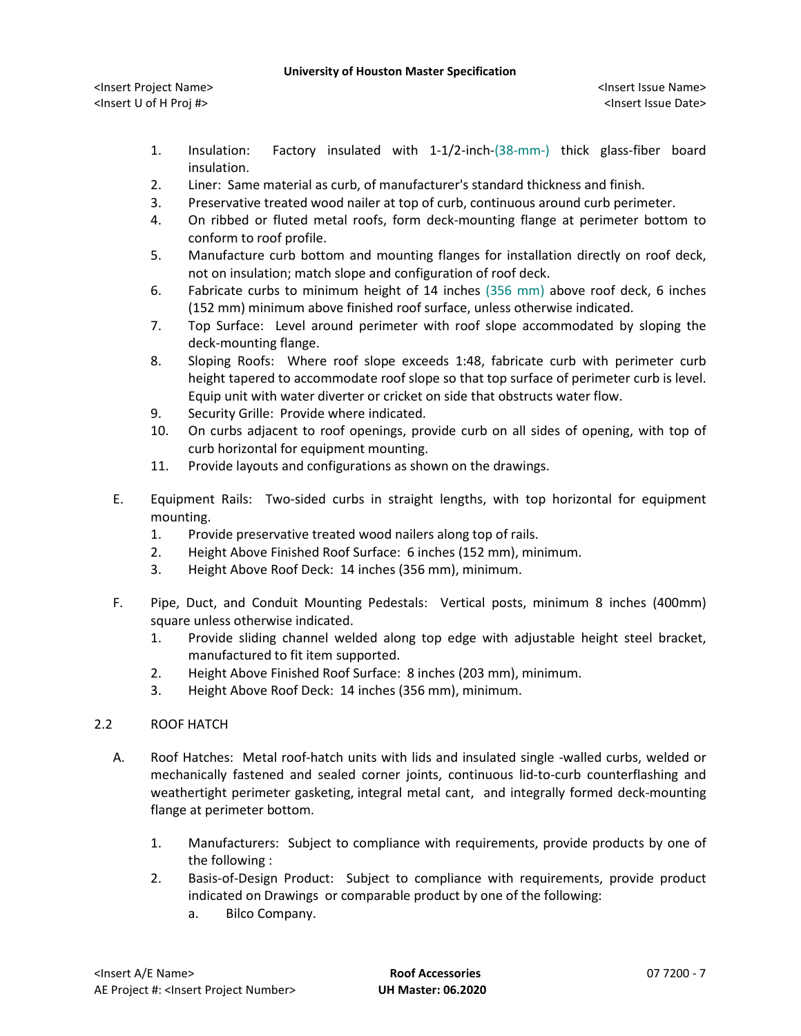1. Insulation: Factory insulated with 1-1/2-inch-(38-mm-) thick glass-fiber board insulation.
2. Liner: Same material as curb, of manufacturer's standard thickness and finish.
3. Preservative treated wood nailer at top of curb, continuous around curb perimeter.
4. On ribbed or fluted metal roofs, form deck-mounting flange at perimeter bottom to conform to roof profile.
5. Manufacture curb bottom and mounting flanges for installation directly on roof deck, not on insulation; match slope and configuration of roof deck.
6. Fabricate curbs to minimum height of 14 inches (356 mm) above roof deck, 6 inches (152 mm) minimum above finished roof surface, unless otherwise indicated.
7. Top Surface: Level around perimeter with roof slope accommodated by sloping the deck-mounting flange.
8. Sloping Roofs: Where roof slope exceeds 1:48, fabricate curb with perimeter curb height tapered to accommodate roof slope so that top surface of perimeter curb is level. Equip unit with water diverter or cricket on side that obstructs water flow.
9. Security Grille: Provide where indicated.
10. On curbs adjacent to roof openings, provide curb on all sides of opening, with top of curb horizontal for equipment mounting.
11. Provide layouts and configurations as shown on the drawings.

E. Equipment Rails: Two-sided curbs in straight lengths, with top horizontal for equipment mounting.
   1. Provide preservative treated wood nailers along top of rails.
   2. Height Above Finished Roof Surface: 6 inches (152 mm), minimum.
   3. Height Above Roof Deck: 14 inches (356 mm), minimum.

F. Pipe, Duct, and Conduit Mounting Pedestals: Vertical posts, minimum 8 inches (400mm) square unless otherwise indicated.
   1. Provide sliding channel welded along top edge with adjustable height steel bracket, manufactured to fit item supported.
   2. Height Above Finished Roof Surface: 8 inches (203 mm), minimum.
   3. Height Above Roof Deck: 14 inches (356 mm), minimum.

## 2.2 ROOF HATCH

A. Roof Hatches: Metal roof-hatch units with lids and insulated single -walled curbs, welded or mechanically fastened and sealed corner joints, continuous lid-to-curb counterflashing and weathertight perimeter gasketing, integral metal cant, and integrally formed deck-mounting flange at perimeter bottom.

   1. Manufacturers: Subject to compliance with requirements, provide products by one of the following :
   2. Basis-of-Design Product: Subject to compliance with requirements, provide product indicated on Drawings or comparable product by one of the following:
      a. Bilco Company.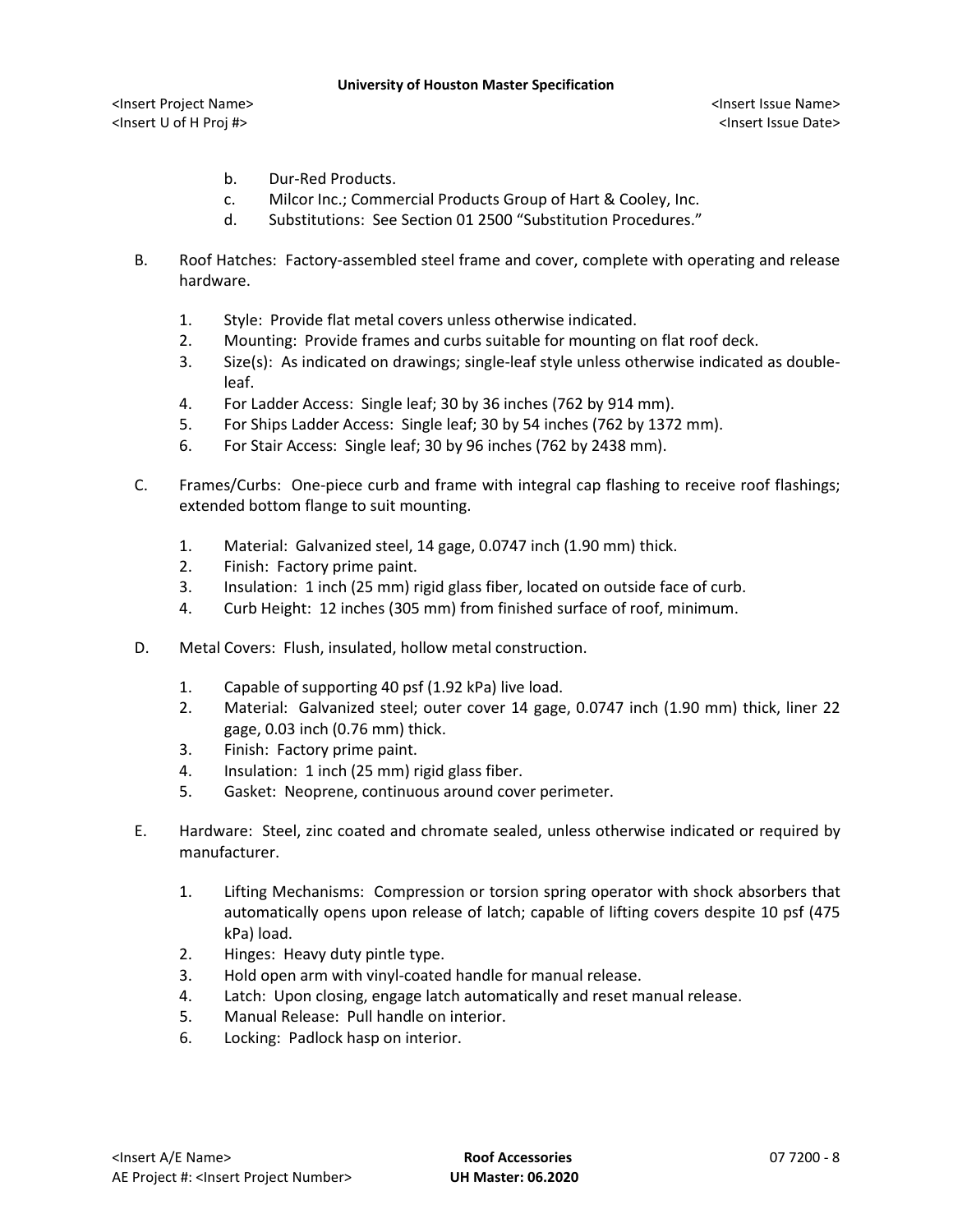b. Dur-Red Products.
c. Milcor Inc.; Commercial Products Group of Hart & Cooley, Inc.
d. Substitutions: See Section 01 2500 "Substitution Procedures."

B. Roof Hatches: Factory-assembled steel frame and cover, complete with operating and release hardware.

1. Style: Provide flat metal covers unless otherwise indicated.
2. Mounting: Provide frames and curbs suitable for mounting on flat roof deck.
3. Size(s): As indicated on drawings; single-leaf style unless otherwise indicated as double-leaf.
4. For Ladder Access: Single leaf; 30 by 36 inches (762 by 914 mm).
5. For Ships Ladder Access: Single leaf; 30 by 54 inches (762 by 1372 mm).
6. For Stair Access: Single leaf; 30 by 96 inches (762 by 2438 mm).

C. Frames/Curbs: One-piece curb and frame with integral cap flashing to receive roof flashings; extended bottom flange to suit mounting.

1. Material: Galvanized steel, 14 gage, 0.0747 inch (1.90 mm) thick.
2. Finish: Factory prime paint.
3. Insulation: 1 inch (25 mm) rigid glass fiber, located on outside face of curb.
4. Curb Height: 12 inches (305 mm) from finished surface of roof, minimum.

D. Metal Covers: Flush, insulated, hollow metal construction.

1. Capable of supporting 40 psf (1.92 kPa) live load.
2. Material: Galvanized steel; outer cover 14 gage, 0.0747 inch (1.90 mm) thick, liner 22 gage, 0.03 inch (0.76 mm) thick.
3. Finish: Factory prime paint.
4. Insulation: 1 inch (25 mm) rigid glass fiber.
5. Gasket: Neoprene, continuous around cover perimeter.

E. Hardware: Steel, zinc coated and chromate sealed, unless otherwise indicated or required by manufacturer.

1. Lifting Mechanisms: Compression or torsion spring operator with shock absorbers that automatically opens upon release of latch; capable of lifting covers despite 10 psf (475 kPa) load.
2. Hinges: Heavy duty pintle type.
3. Hold open arm with vinyl-coated handle for manual release.
4. Latch: Upon closing, engage latch automatically and reset manual release.
5. Manual Release: Pull handle on interior.
6. Locking: Padlock hasp on interior.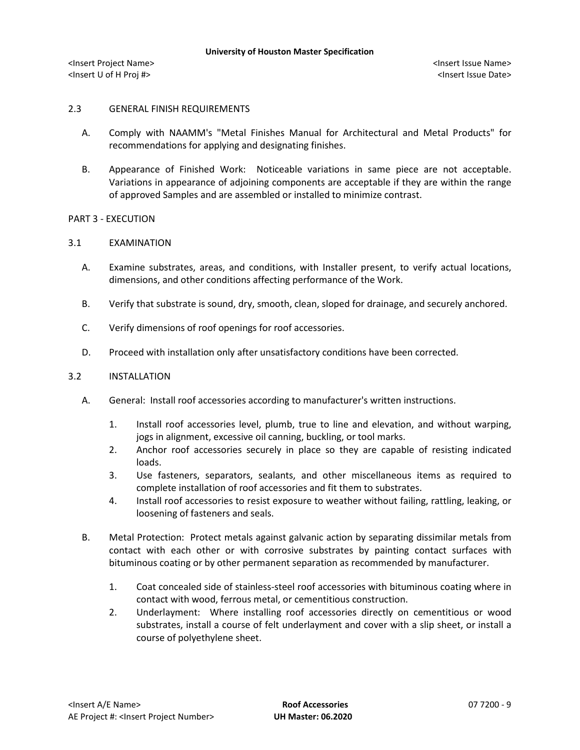### 2.3 GENERAL FINISH REQUIREMENTS

A. Comply with NAAMM's "Metal Finishes Manual for Architectural and Metal Products" for recommendations for applying and designating finishes.

B. Appearance of Finished Work: Noticeable variations in same piece are not acceptable. Variations in appearance of adjoining components are acceptable if they are within the range of approved Samples and are assembled or installed to minimize contrast.

## PART 3 - EXECUTION

### 3.1 EXAMINATION

A. Examine substrates, areas, and conditions, with Installer present, to verify actual locations, dimensions, and other conditions affecting performance of the Work.

B. Verify that substrate is sound, dry, smooth, clean, sloped for drainage, and securely anchored.

C. Verify dimensions of roof openings for roof accessories.

D. Proceed with installation only after unsatisfactory conditions have been corrected.

### 3.2 INSTALLATION

A. General: Install roof accessories according to manufacturer's written instructions.

1. Install roof accessories level, plumb, true to line and elevation, and without warping, jogs in alignment, excessive oil canning, buckling, or tool marks.
2. Anchor roof accessories securely in place so they are capable of resisting indicated loads.
3. Use fasteners, separators, sealants, and other miscellaneous items as required to complete installation of roof accessories and fit them to substrates.
4. Install roof accessories to resist exposure to weather without failing, rattling, leaking, or loosening of fasteners and seals.

B. Metal Protection: Protect metals against galvanic action by separating dissimilar metals from contact with each other or with corrosive substrates by painting contact surfaces with bituminous coating or by other permanent separation as recommended by manufacturer.

1. Coat concealed side of stainless-steel roof accessories with bituminous coating where in contact with wood, ferrous metal, or cementitious construction.
2. Underlayment: Where installing roof accessories directly on cementitious or wood substrates, install a course of felt underlayment and cover with a slip sheet, or install a course of polyethylene sheet.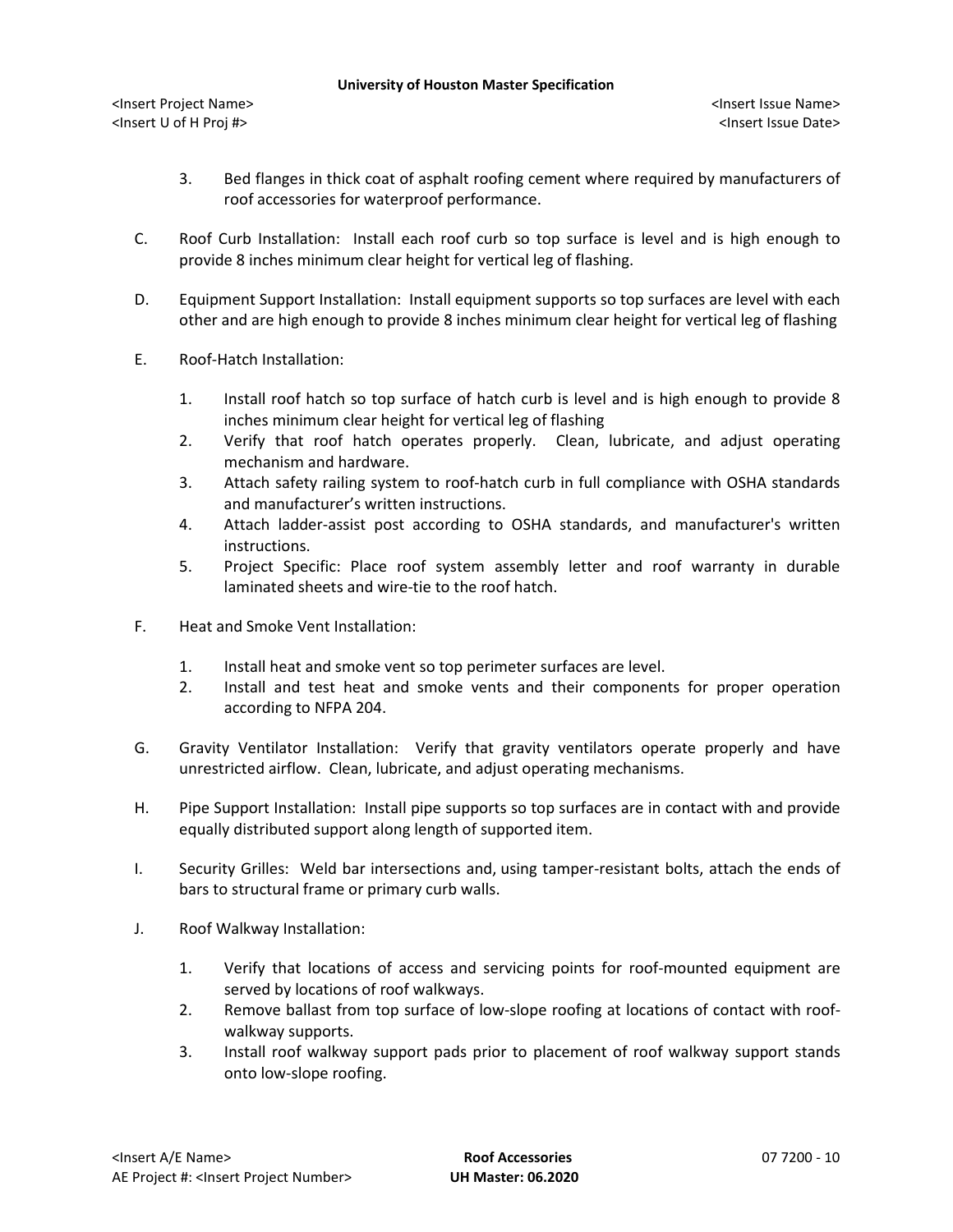3. Bed flanges in thick coat of asphalt roofing cement where required by manufacturers of roof accessories for waterproof performance.

C. Roof Curb Installation: Install each roof curb so top surface is level and is high enough to provide 8 inches minimum clear height for vertical leg of flashing.

D. Equipment Support Installation: Install equipment supports so top surfaces are level with each other and are high enough to provide 8 inches minimum clear height for vertical leg of flashing

E. Roof-Hatch Installation:

1. Install roof hatch so top surface of hatch curb is level and is high enough to provide 8 inches minimum clear height for vertical leg of flashing
2. Verify that roof hatch operates properly. Clean, lubricate, and adjust operating mechanism and hardware.
3. Attach safety railing system to roof-hatch curb in full compliance with OSHA standards and manufacturer's written instructions.
4. Attach ladder-assist post according to OSHA standards, and manufacturer's written instructions.
5. Project Specific: Place roof system assembly letter and roof warranty in durable laminated sheets and wire-tie to the roof hatch.

F. Heat and Smoke Vent Installation:

1. Install heat and smoke vent so top perimeter surfaces are level.
2. Install and test heat and smoke vents and their components for proper operation according to NFPA 204.

G. Gravity Ventilator Installation: Verify that gravity ventilators operate properly and have unrestricted airflow. Clean, lubricate, and adjust operating mechanisms.

H. Pipe Support Installation: Install pipe supports so top surfaces are in contact with and provide equally distributed support along length of supported item.

I. Security Grilles: Weld bar intersections and, using tamper-resistant bolts, attach the ends of bars to structural frame or primary curb walls.

J. Roof Walkway Installation:

1. Verify that locations of access and servicing points for roof-mounted equipment are served by locations of roof walkways.
2. Remove ballast from top surface of low-slope roofing at locations of contact with roof-walkway supports.
3. Install roof walkway support pads prior to placement of roof walkway support stands onto low-slope roofing.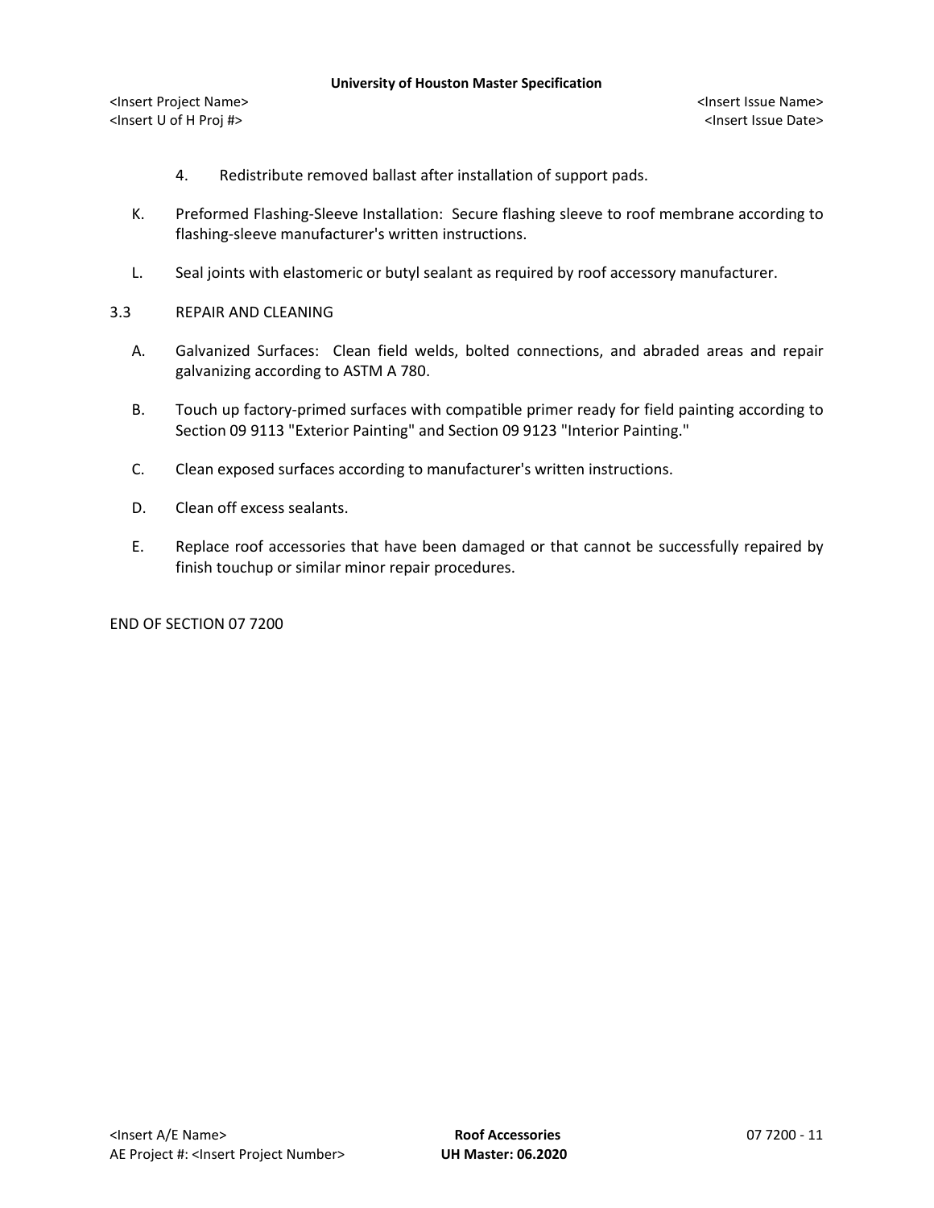4. Redistribute removed ballast after installation of support pads.

K. Preformed Flashing-Sleeve Installation: Secure flashing sleeve to roof membrane according to flashing-sleeve manufacturer's written instructions.

L. Seal joints with elastomeric or butyl sealant as required by roof accessory manufacturer.

3.3 REPAIR AND CLEANING

A. Galvanized Surfaces: Clean field welds, bolted connections, and abraded areas and repair galvanizing according to ASTM A 780.

B. Touch up factory-primed surfaces with compatible primer ready for field painting according to Section 09 9113 "Exterior Painting" and Section 09 9123 "Interior Painting."

C. Clean exposed surfaces according to manufacturer's written instructions.

D. Clean off excess sealants.

E. Replace roof accessories that have been damaged or that cannot be successfully repaired by finish touchup or similar minor repair procedures.

END OF SECTION 07 7200